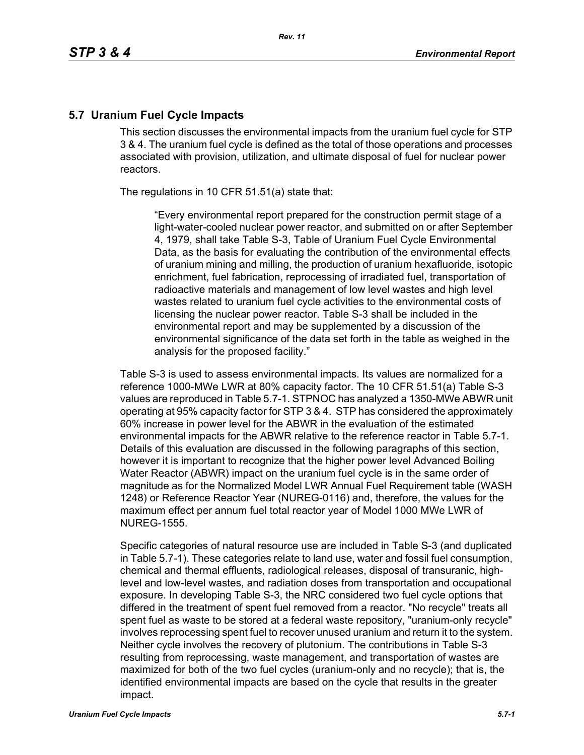## 5.7 Uranium Fuel Cycle Impacts

This section discusses the environmental impacts from the uranium fuel cycle for STP 3 & 4. The uranium fuel cycle is defined as the total of those operations and processes associated with provision, utilization, and ultimate disposal of fuel for nuclear power reactors.

The regulations in 10 CFR 51.51(a) state that:

> "Every environmental report prepared for the construction permit stage of a light-water-cooled nuclear power reactor, and submitted on or after September 4, 1979, shall take Table S-3, Table of Uranium Fuel Cycle Environmental Data, as the basis for evaluating the contribution of the environmental effects of uranium mining and milling, the production of uranium hexafluoride, isotopic enrichment, fuel fabrication, reprocessing of irradiated fuel, transportation of radioactive materials and management of low level wastes and high level wastes related to uranium fuel cycle activities to the environmental costs of licensing the nuclear power reactor. Table S-3 shall be included in the environmental report and may be supplemented by a discussion of the environmental significance of the data set forth in the table as weighed in the analysis for the proposed facility."

Table S-3 is used to assess environmental impacts. Its values are normalized for a reference 1000-MWe LWR at 80% capacity factor. The 10 CFR 51.51(a) Table S-3 values are reproduced in Table 5.7-1. STPNOC has analyzed a 1350-MWe ABWR unit operating at 95% capacity factor for STP 3 & 4. STP has considered the approximately 60% increase in power level for the ABWR in the evaluation of the estimated environmental impacts for the ABWR relative to the reference reactor in Table 5.7-1. Details of this evaluation are discussed in the following paragraphs of this section, however it is important to recognize that the higher power level Advanced Boiling Water Reactor (ABWR) impact on the uranium fuel cycle is in the same order of magnitude as for the Normalized Model LWR Annual Fuel Requirement table (WASH 1248) or Reference Reactor Year (NUREG-0116) and, therefore, the values for the maximum effect per annum fuel total reactor year of Model 1000 MWe LWR of NUREG-1555.

Specific categories of natural resource use are included in Table S-3 (and duplicated in Table 5.7-1). These categories relate to land use, water and fossil fuel consumption, chemical and thermal effluents, radiological releases, disposal of transuranic, high-level and low-level wastes, and radiation doses from transportation and occupational exposure. In developing Table S-3, the NRC considered two fuel cycle options that differed in the treatment of spent fuel removed from a reactor. "No recycle" treats all spent fuel as waste to be stored at a federal waste repository, "uranium-only recycle" involves reprocessing spent fuel to recover unused uranium and return it to the system. Neither cycle involves the recovery of plutonium. The contributions in Table S-3 resulting from reprocessing, waste management, and transportation of wastes are maximized for both of the two fuel cycles (uranium-only and no recycle); that is, the identified environmental impacts are based on the cycle that results in the greater impact.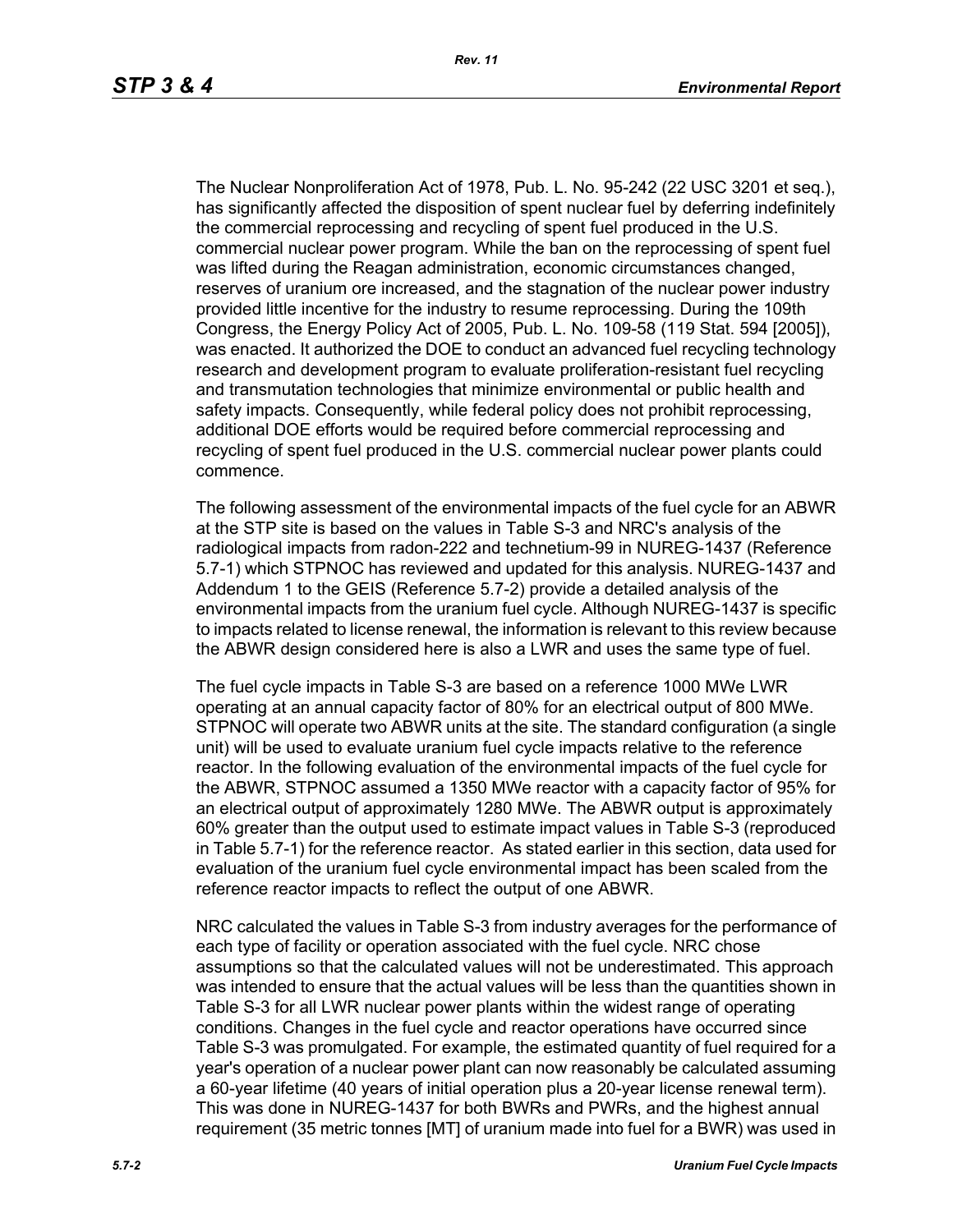The Nuclear Nonproliferation Act of 1978, Pub. L. No. 95-242 (22 USC 3201 et seq.), has significantly affected the disposition of spent nuclear fuel by deferring indefinitely the commercial reprocessing and recycling of spent fuel produced in the U.S. commercial nuclear power program. While the ban on the reprocessing of spent fuel was lifted during the Reagan administration, economic circumstances changed, reserves of uranium ore increased, and the stagnation of the nuclear power industry provided little incentive for the industry to resume reprocessing. During the 109th Congress, the Energy Policy Act of 2005, Pub. L. No. 109-58 (119 Stat. 594 [2005]), was enacted. It authorized the DOE to conduct an advanced fuel recycling technology research and development program to evaluate proliferation-resistant fuel recycling and transmutation technologies that minimize environmental or public health and safety impacts. Consequently, while federal policy does not prohibit reprocessing, additional DOE efforts would be required before commercial reprocessing and recycling of spent fuel produced in the U.S. commercial nuclear power plants could commence.

The following assessment of the environmental impacts of the fuel cycle for an ABWR at the STP site is based on the values in Table S-3 and NRC's analysis of the radiological impacts from radon-222 and technetium-99 in NUREG-1437 (Reference 5.7-1) which STPNOC has reviewed and updated for this analysis. NUREG-1437 and Addendum 1 to the GEIS (Reference 5.7-2) provide a detailed analysis of the environmental impacts from the uranium fuel cycle. Although NUREG-1437 is specific to impacts related to license renewal, the information is relevant to this review because the ABWR design considered here is also a LWR and uses the same type of fuel.

The fuel cycle impacts in Table S-3 are based on a reference 1000 MWe LWR operating at an annual capacity factor of 80% for an electrical output of 800 MWe. STPNOC will operate two ABWR units at the site. The standard configuration (a single unit) will be used to evaluate uranium fuel cycle impacts relative to the reference reactor. In the following evaluation of the environmental impacts of the fuel cycle for the ABWR, STPNOC assumed a 1350 MWe reactor with a capacity factor of 95% for an electrical output of approximately 1280 MWe. The ABWR output is approximately 60% greater than the output used to estimate impact values in Table S-3 (reproduced in Table 5.7-1) for the reference reactor. As stated earlier in this section, data used for evaluation of the uranium fuel cycle environmental impact has been scaled from the reference reactor impacts to reflect the output of one ABWR.

NRC calculated the values in Table S-3 from industry averages for the performance of each type of facility or operation associated with the fuel cycle. NRC chose assumptions so that the calculated values will not be underestimated. This approach was intended to ensure that the actual values will be less than the quantities shown in Table S-3 for all LWR nuclear power plants within the widest range of operating conditions. Changes in the fuel cycle and reactor operations have occurred since Table S-3 was promulgated. For example, the estimated quantity of fuel required for a year's operation of a nuclear power plant can now reasonably be calculated assuming a 60-year lifetime (40 years of initial operation plus a 20-year license renewal term). This was done in NUREG-1437 for both BWRs and PWRs, and the highest annual requirement (35 metric tonnes [MT] of uranium made into fuel for a BWR) was used in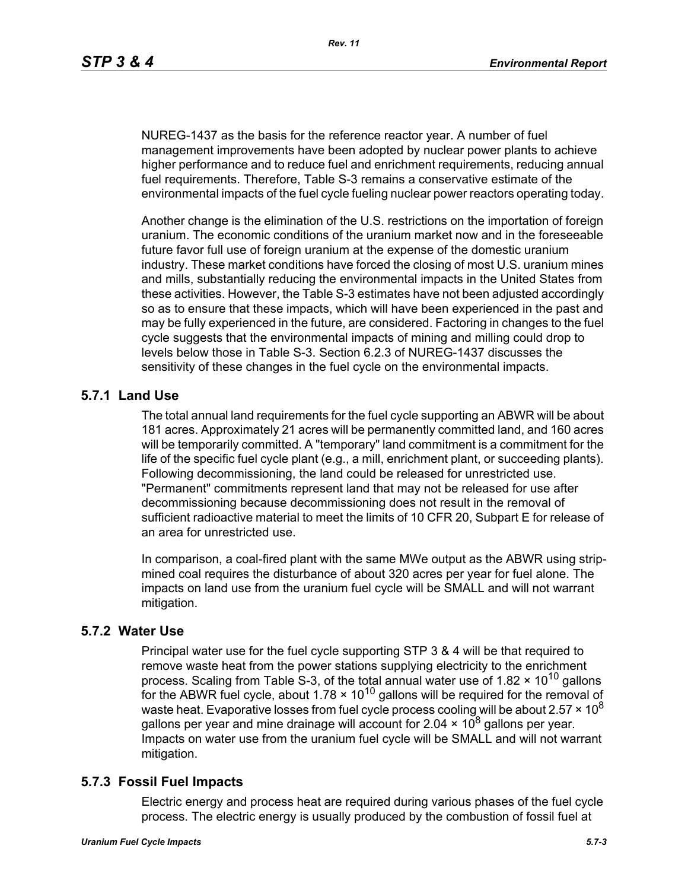NUREG-1437 as the basis for the reference reactor year. A number of fuel management improvements have been adopted by nuclear power plants to achieve higher performance and to reduce fuel and enrichment requirements, reducing annual fuel requirements. Therefore, Table S-3 remains a conservative estimate of the environmental impacts of the fuel cycle fueling nuclear power reactors operating today.

Another change is the elimination of the U.S. restrictions on the importation of foreign uranium. The economic conditions of the uranium market now and in the foreseeable future favor full use of foreign uranium at the expense of the domestic uranium industry. These market conditions have forced the closing of most U.S. uranium mines and mills, substantially reducing the environmental impacts in the United States from these activities. However, the Table S-3 estimates have not been adjusted accordingly so as to ensure that these impacts, which will have been experienced in the past and may be fully experienced in the future, are considered. Factoring in changes to the fuel cycle suggests that the environmental impacts of mining and milling could drop to levels below those in Table S-3. Section 6.2.3 of NUREG-1437 discusses the sensitivity of these changes in the fuel cycle on the environmental impacts.

## 5.7.1 Land Use

The total annual land requirements for the fuel cycle supporting an ABWR will be about 181 acres. Approximately 21 acres will be permanently committed land, and 160 acres will be temporarily committed. A "temporary" land commitment is a commitment for the life of the specific fuel cycle plant (e.g., a mill, enrichment plant, or succeeding plants). Following decommissioning, the land could be released for unrestricted use. "Permanent" commitments represent land that may not be released for use after decommissioning because decommissioning does not result in the removal of sufficient radioactive material to meet the limits of 10 CFR 20, Subpart E for release of an area for unrestricted use.

In comparison, a coal-fired plant with the same MWe output as the ABWR using strip-mined coal requires the disturbance of about 320 acres per year for fuel alone. The impacts on land use from the uranium fuel cycle will be SMALL and will not warrant mitigation.

## 5.7.2 Water Use

Principal water use for the fuel cycle supporting STP 3 & 4 will be that required to remove waste heat from the power stations supplying electricity to the enrichment process. Scaling from Table S-3, of the total annual water use of $1.82 \times 10^{10}$ gallons for the ABWR fuel cycle, about $1.78 \times 10^{10}$ gallons will be required for the removal of waste heat. Evaporative losses from fuel cycle process cooling will be about $2.57 \times 10^{8}$ gallons per year and mine drainage will account for $2.04 \times 10^{8}$ gallons per year. Impacts on water use from the uranium fuel cycle will be SMALL and will not warrant mitigation.

## 5.7.3 Fossil Fuel Impacts

Electric energy and process heat are required during various phases of the fuel cycle process. The electric energy is usually produced by the combustion of fossil fuel at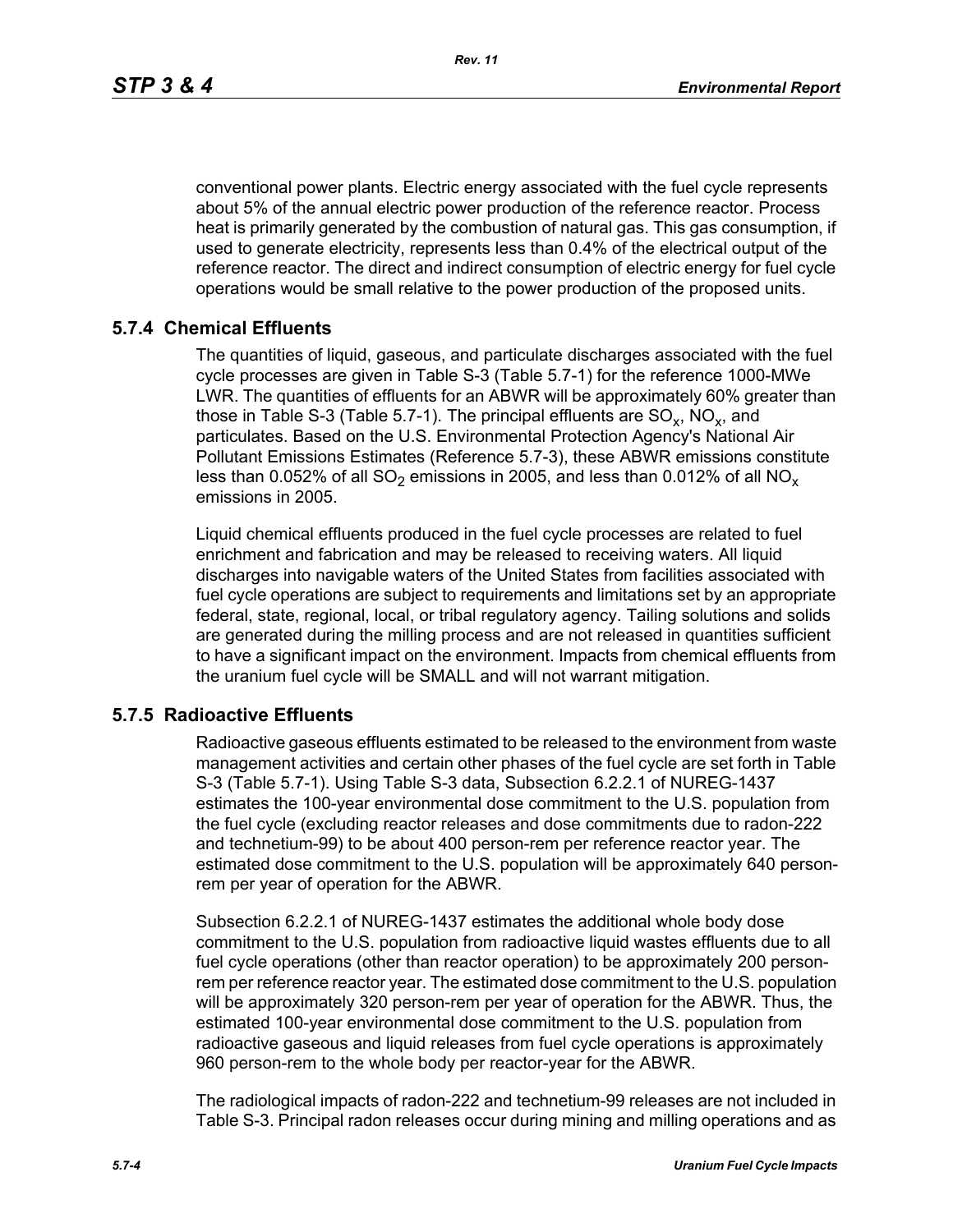conventional power plants. Electric energy associated with the fuel cycle represents about 5% of the annual electric power production of the reference reactor. Process heat is primarily generated by the combustion of natural gas. This gas consumption, if used to generate electricity, represents less than 0.4% of the electrical output of the reference reactor. The direct and indirect consumption of electric energy for fuel cycle operations would be small relative to the power production of the proposed units.

## 5.7.4 Chemical Effluents

The quantities of liquid, gaseous, and particulate discharges associated with the fuel cycle processes are given in Table S-3 (Table 5.7-1) for the reference 1000-MWe LWR. The quantities of effluents for an ABWR will be approximately 60% greater than those in Table S-3 (Table 5.7-1). The principal effluents are $SO_x$, $NO_x$, and particulates. Based on the U.S. Environmental Protection Agency's National Air Pollutant Emissions Estimates (Reference 5.7-3), these ABWR emissions constitute less than 0.052% of all $SO_2$ emissions in 2005, and less than 0.012% of all $NO_x$ emissions in 2005.

Liquid chemical effluents produced in the fuel cycle processes are related to fuel enrichment and fabrication and may be released to receiving waters. All liquid discharges into navigable waters of the United States from facilities associated with fuel cycle operations are subject to requirements and limitations set by an appropriate federal, state, regional, local, or tribal regulatory agency. Tailing solutions and solids are generated during the milling process and are not released in quantities sufficient to have a significant impact on the environment. Impacts from chemical effluents from the uranium fuel cycle will be SMALL and will not warrant mitigation.

## 5.7.5 Radioactive Effluents

Radioactive gaseous effluents estimated to be released to the environment from waste management activities and certain other phases of the fuel cycle are set forth in Table S-3 (Table 5.7-1). Using Table S-3 data, Subsection 6.2.2.1 of NUREG-1437 estimates the 100-year environmental dose commitment to the U.S. population from the fuel cycle (excluding reactor releases and dose commitments due to radon-222 and technetium-99) to be about 400 person-rem per reference reactor year. The estimated dose commitment to the U.S. population will be approximately 640 person-rem per year of operation for the ABWR.

Subsection 6.2.2.1 of NUREG-1437 estimates the additional whole body dose commitment to the U.S. population from radioactive liquid wastes effluents due to all fuel cycle operations (other than reactor operation) to be approximately 200 person-rem per reference reactor year. The estimated dose commitment to the U.S. population will be approximately 320 person-rem per year of operation for the ABWR. Thus, the estimated 100-year environmental dose commitment to the U.S. population from radioactive gaseous and liquid releases from fuel cycle operations is approximately 960 person-rem to the whole body per reactor-year for the ABWR.

The radiological impacts of radon-222 and technetium-99 releases are not included in Table S-3. Principal radon releases occur during mining and milling operations and as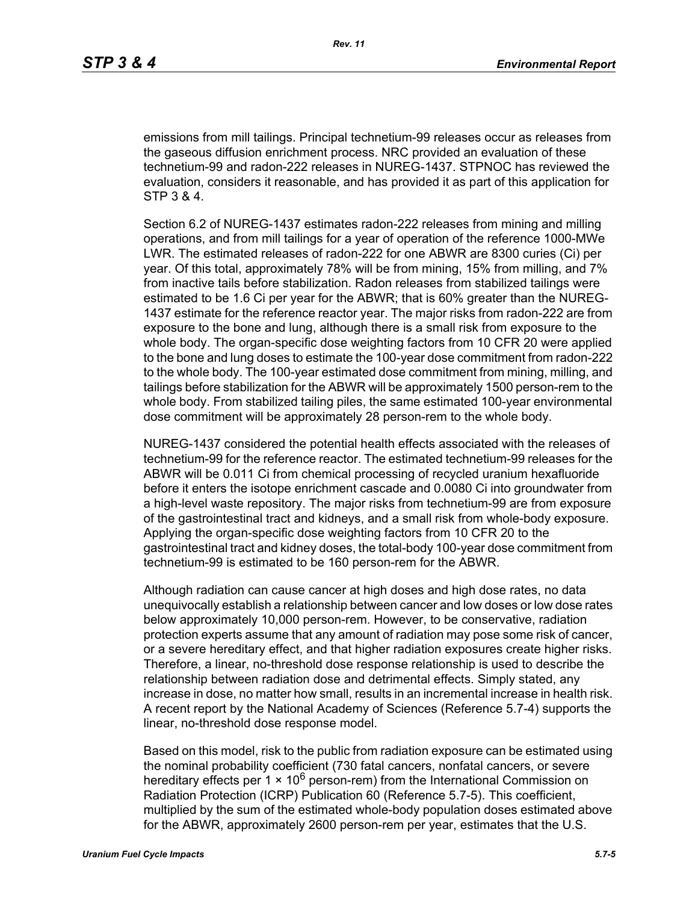emissions from mill tailings. Principal technetium-99 releases occur as releases from the gaseous diffusion enrichment process. NRC provided an evaluation of these technetium-99 and radon-222 releases in NUREG-1437. STPNOC has reviewed the evaluation, considers it reasonable, and has provided it as part of this application for STP 3 & 4.

Section 6.2 of NUREG-1437 estimates radon-222 releases from mining and milling operations, and from mill tailings for a year of operation of the reference 1000-MWe LWR. The estimated releases of radon-222 for one ABWR are 8300 curies (Ci) per year. Of this total, approximately 78% will be from mining, 15% from milling, and 7% from inactive tails before stabilization. Radon releases from stabilized tailings were estimated to be 1.6 Ci per year for the ABWR; that is 60% greater than the NUREG-1437 estimate for the reference reactor year. The major risks from radon-222 are from exposure to the bone and lung, although there is a small risk from exposure to the whole body. The organ-specific dose weighting factors from 10 CFR 20 were applied to the bone and lung doses to estimate the 100-year dose commitment from radon-222 to the whole body. The 100-year estimated dose commitment from mining, milling, and tailings before stabilization for the ABWR will be approximately 1500 person-rem to the whole body. From stabilized tailing piles, the same estimated 100-year environmental dose commitment will be approximately 28 person-rem to the whole body.

NUREG-1437 considered the potential health effects associated with the releases of technetium-99 for the reference reactor. The estimated technetium-99 releases for the ABWR will be 0.011 Ci from chemical processing of recycled uranium hexafluoride before it enters the isotope enrichment cascade and 0.0080 Ci into groundwater from a high-level waste repository. The major risks from technetium-99 are from exposure of the gastrointestinal tract and kidneys, and a small risk from whole-body exposure. Applying the organ-specific dose weighting factors from 10 CFR 20 to the gastrointestinal tract and kidney doses, the total-body 100-year dose commitment from technetium-99 is estimated to be 160 person-rem for the ABWR.

Although radiation can cause cancer at high doses and high dose rates, no data unequivocally establish a relationship between cancer and low doses or low dose rates below approximately 10,000 person-rem. However, to be conservative, radiation protection experts assume that any amount of radiation may pose some risk of cancer, or a severe hereditary effect, and that higher radiation exposures create higher risks. Therefore, a linear, no-threshold dose response relationship is used to describe the relationship between radiation dose and detrimental effects. Simply stated, any increase in dose, no matter how small, results in an incremental increase in health risk. A recent report by the National Academy of Sciences (Reference 5.7-4) supports the linear, no-threshold dose response model.

Based on this model, risk to the public from radiation exposure can be estimated using the nominal probability coefficient (730 fatal cancers, nonfatal cancers, or severe hereditary effects per $1 \times 10^6$ person-rem) from the International Commission on Radiation Protection (ICRP) Publication 60 (Reference 5.7-5). This coefficient, multiplied by the sum of the estimated whole-body population doses estimated above for the ABWR, approximately 2600 person-rem per year, estimates that the U.S.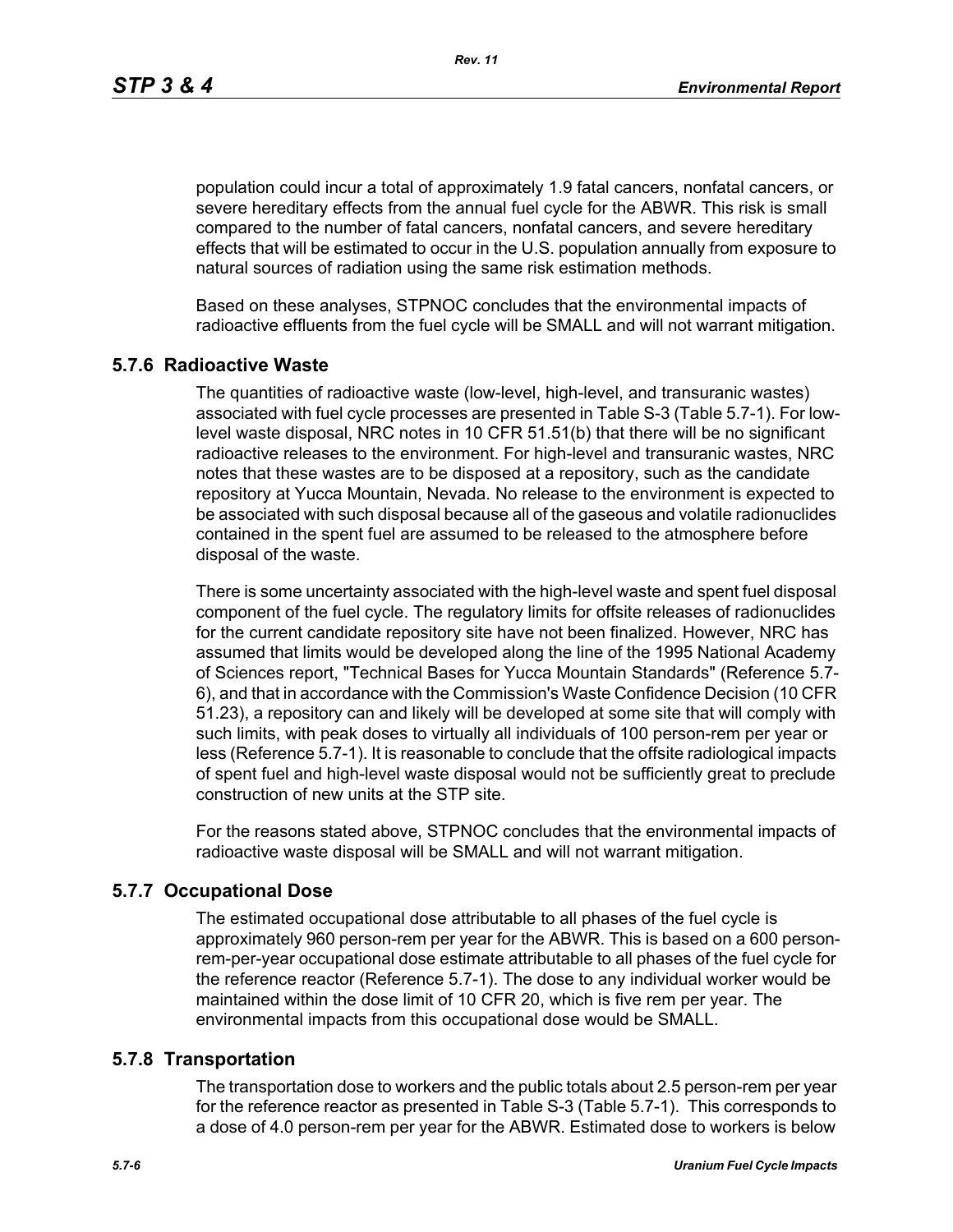population could incur a total of approximately 1.9 fatal cancers, nonfatal cancers, or severe hereditary effects from the annual fuel cycle for the ABWR. This risk is small compared to the number of fatal cancers, nonfatal cancers, and severe hereditary effects that will be estimated to occur in the U.S. population annually from exposure to natural sources of radiation using the same risk estimation methods.

Based on these analyses, STPNOC concludes that the environmental impacts of radioactive effluents from the fuel cycle will be SMALL and will not warrant mitigation.

### 5.7.6 Radioactive Waste

The quantities of radioactive waste (low-level, high-level, and transuranic wastes) associated with fuel cycle processes are presented in Table S-3 (Table 5.7-1). For low-level waste disposal, NRC notes in 10 CFR 51.51(b) that there will be no significant radioactive releases to the environment. For high-level and transuranic wastes, NRC notes that these wastes are to be disposed at a repository, such as the candidate repository at Yucca Mountain, Nevada. No release to the environment is expected to be associated with such disposal because all of the gaseous and volatile radionuclides contained in the spent fuel are assumed to be released to the atmosphere before disposal of the waste.

There is some uncertainty associated with the high-level waste and spent fuel disposal component of the fuel cycle. The regulatory limits for offsite releases of radionuclides for the current candidate repository site have not been finalized. However, NRC has assumed that limits would be developed along the line of the 1995 National Academy of Sciences report, "Technical Bases for Yucca Mountain Standards" (Reference 5.7-6), and that in accordance with the Commission's Waste Confidence Decision (10 CFR 51.23), a repository can and likely will be developed at some site that will comply with such limits, with peak doses to virtually all individuals of 100 person-rem per year or less (Reference 5.7-1). It is reasonable to conclude that the offsite radiological impacts of spent fuel and high-level waste disposal would not be sufficiently great to preclude construction of new units at the STP site.

For the reasons stated above, STPNOC concludes that the environmental impacts of radioactive waste disposal will be SMALL and will not warrant mitigation.

### 5.7.7 Occupational Dose

The estimated occupational dose attributable to all phases of the fuel cycle is approximately 960 person-rem per year for the ABWR. This is based on a 600 person-rem-per-year occupational dose estimate attributable to all phases of the fuel cycle for the reference reactor (Reference 5.7-1). The dose to any individual worker would be maintained within the dose limit of 10 CFR 20, which is five rem per year. The environmental impacts from this occupational dose would be SMALL.

### 5.7.8 Transportation

The transportation dose to workers and the public totals about 2.5 person-rem per year for the reference reactor as presented in Table S-3 (Table 5.7-1). This corresponds to a dose of 4.0 person-rem per year for the ABWR. Estimated dose to workers is below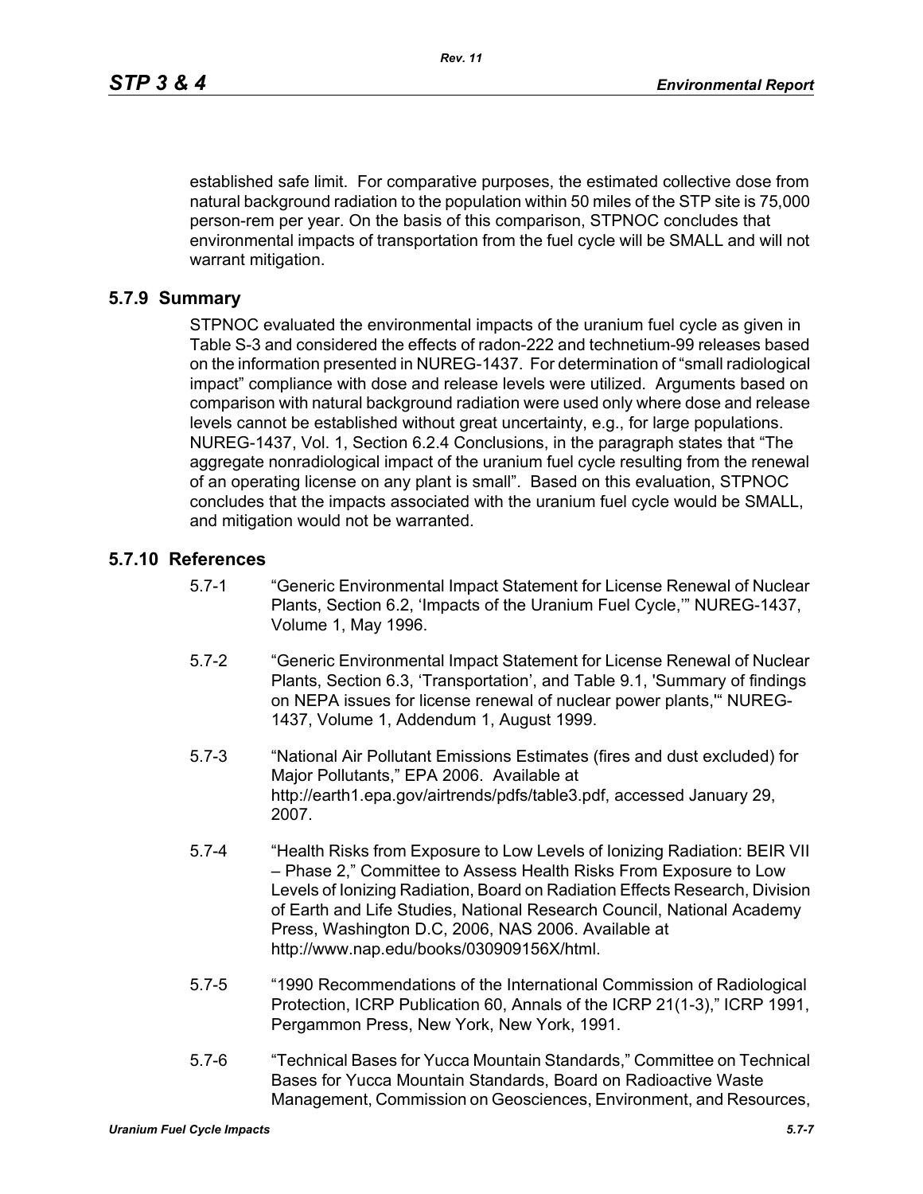established safe limit. For comparative purposes, the estimated collective dose from natural background radiation to the population within 50 miles of the STP site is 75,000 person-rem per year. On the basis of this comparison, STPNOC concludes that environmental impacts of transportation from the fuel cycle will be SMALL and will not warrant mitigation.

## 5.7.9 Summary

STPNOC evaluated the environmental impacts of the uranium fuel cycle as given in Table S-3 and considered the effects of radon-222 and technetium-99 releases based on the information presented in NUREG-1437. For determination of "small radiological impact" compliance with dose and release levels were utilized. Arguments based on comparison with natural background radiation were used only where dose and release levels cannot be established without great uncertainty, e.g., for large populations. NUREG-1437, Vol. 1, Section 6.2.4 Conclusions, in the paragraph states that "The aggregate nonradiological impact of the uranium fuel cycle resulting from the renewal of an operating license on any plant is small". Based on this evaluation, STPNOC concludes that the impacts associated with the uranium fuel cycle would be SMALL, and mitigation would not be warranted.

## 5.7.10 References

5.7-1 "Generic Environmental Impact Statement for License Renewal of Nuclear Plants, Section 6.2, 'Impacts of the Uranium Fuel Cycle,'" NUREG-1437, Volume 1, May 1996.

5.7-2 "Generic Environmental Impact Statement for License Renewal of Nuclear Plants, Section 6.3, 'Transportation', and Table 9.1, 'Summary of findings on NEPA issues for license renewal of nuclear power plants,'" NUREG-1437, Volume 1, Addendum 1, August 1999.

5.7-3 "National Air Pollutant Emissions Estimates (fires and dust excluded) for Major Pollutants," EPA 2006. Available at http://earth1.epa.gov/airtrends/pdfs/table3.pdf, accessed January 29, 2007.

5.7-4 "Health Risks from Exposure to Low Levels of Ionizing Radiation: BEIR VII – Phase 2," Committee to Assess Health Risks From Exposure to Low Levels of Ionizing Radiation, Board on Radiation Effects Research, Division of Earth and Life Studies, National Research Council, National Academy Press, Washington D.C, 2006, NAS 2006. Available at http://www.nap.edu/books/030909156X/html.

5.7-5 "1990 Recommendations of the International Commission of Radiological Protection, ICRP Publication 60, Annals of the ICRP 21(1-3)," ICRP 1991, Pergammon Press, New York, New York, 1991.

5.7-6 "Technical Bases for Yucca Mountain Standards," Committee on Technical Bases for Yucca Mountain Standards, Board on Radioactive Waste Management, Commission on Geosciences, Environment, and Resources,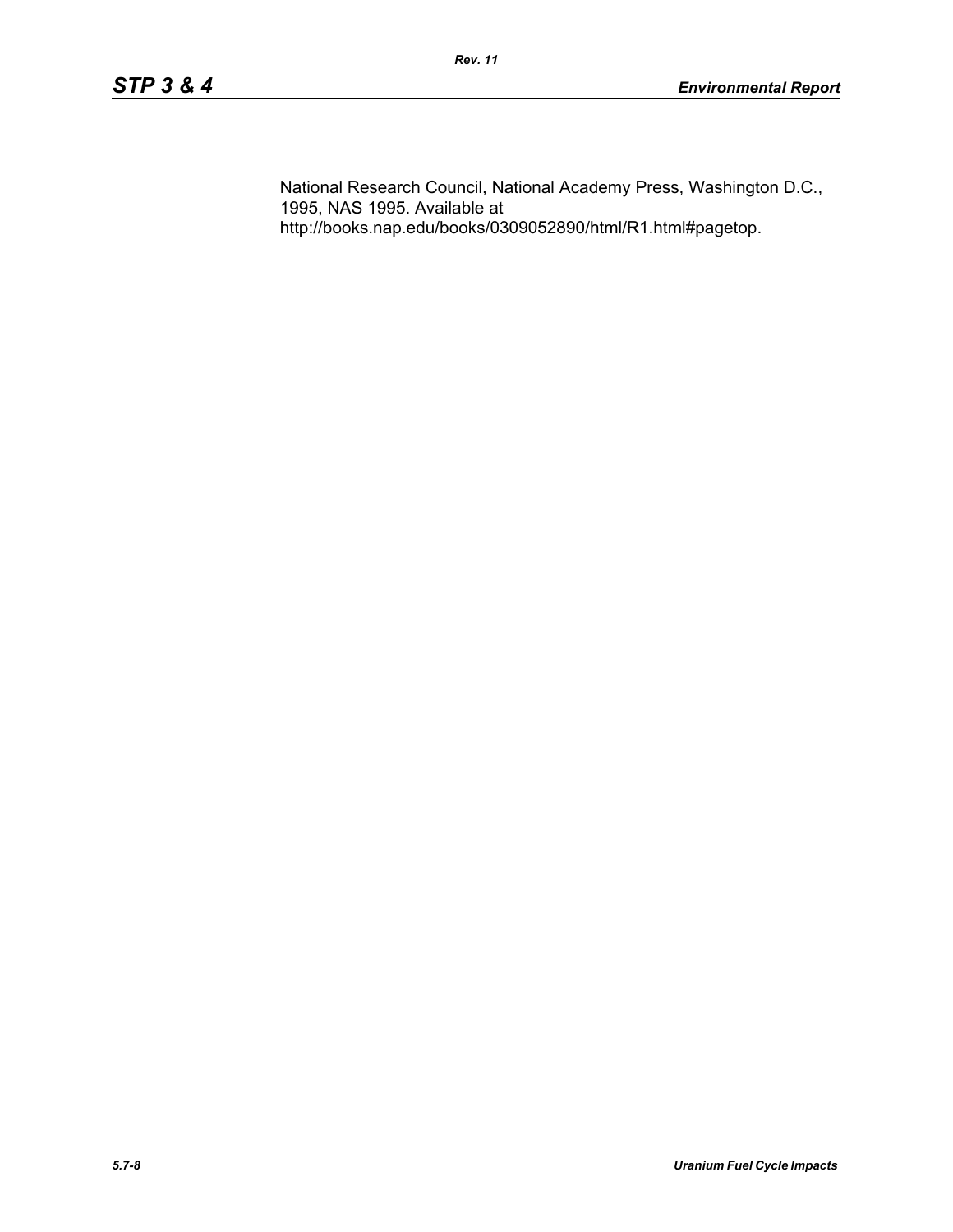National Research Council, National Academy Press, Washington D.C., 1995, NAS 1995. Available at http://books.nap.edu/books/0309052890/html/R1.html#pagetop.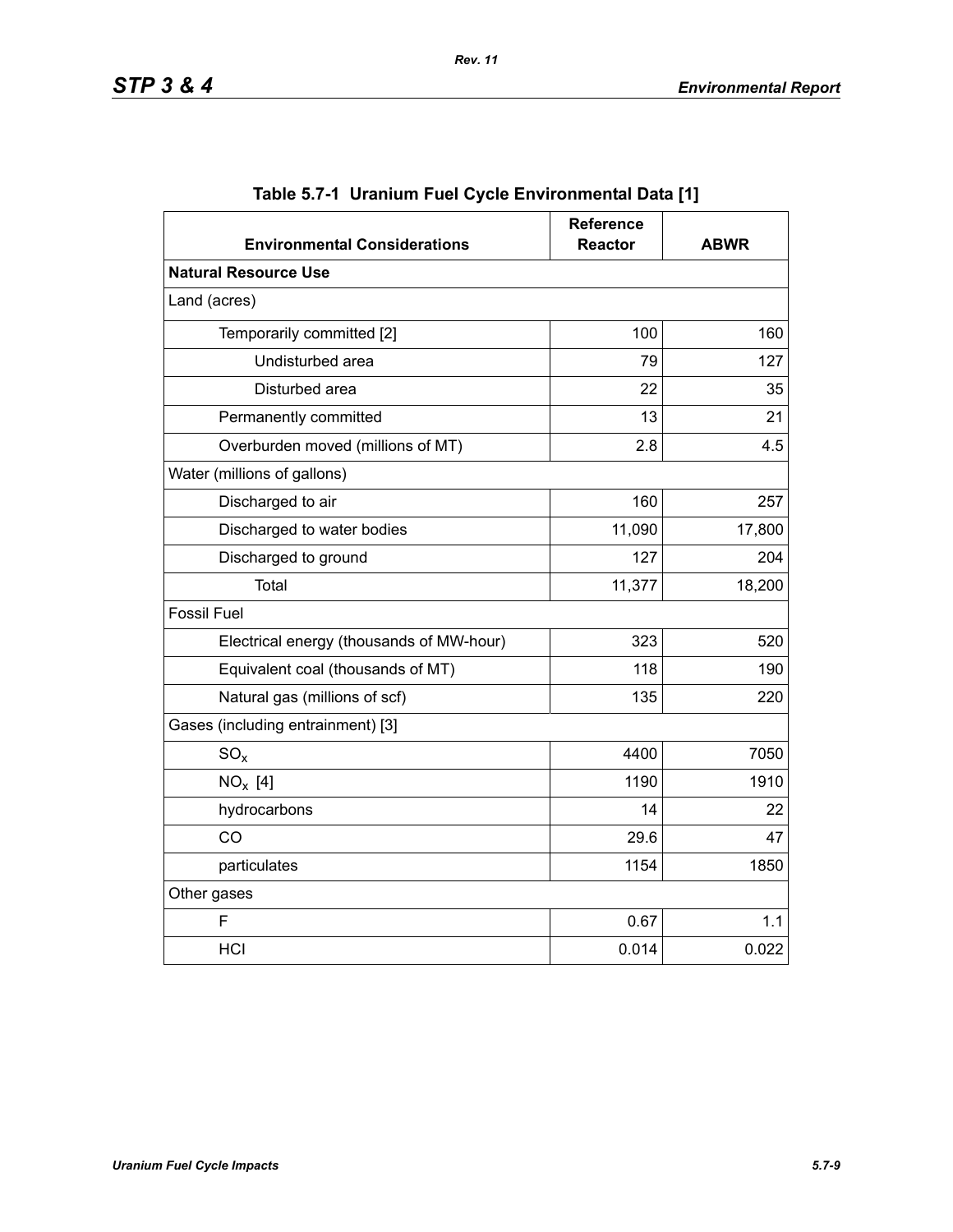**Table 5.7-1 Uranium Fuel Cycle Environmental Data [1]**

| Environmental Considerations | Reference Reactor | ABWR |
|---|---|---|
| **Natural Resource Use** | | |
| Land (acres) | | |
| Temporarily committed [2] | 100 | 160 |
| Undisturbed area | 79 | 127 |
| Disturbed area | 22 | 35 |
| Permanently committed | 13 | 21 |
| Overburden moved (millions of MT) | 2.8 | 4.5 |
| Water (millions of gallons) | | |
| Discharged to air | 160 | 257 |
| Discharged to water bodies | 11,090 | 17,800 |
| Discharged to ground | 127 | 204 |
| Total | 11,377 | 18,200 |
| Fossil Fuel | | |
| Electrical energy (thousands of MW-hour) | 323 | 520 |
| Equivalent coal (thousands of MT) | 118 | 190 |
| Natural gas (millions of scf) | 135 | 220 |
| Gases (including entrainment) [3] | | |
| $SO_x$ | 4400 | 7050 |
| $NO_x$ [4] | 1190 | 1910 |
| hydrocarbons | 14 | 22 |
| CO | 29.6 | 47 |
| particulates | 1154 | 1850 |
| Other gases | | |
| F | 0.67 | 1.1 |
| HCl | 0.014 | 0.022 |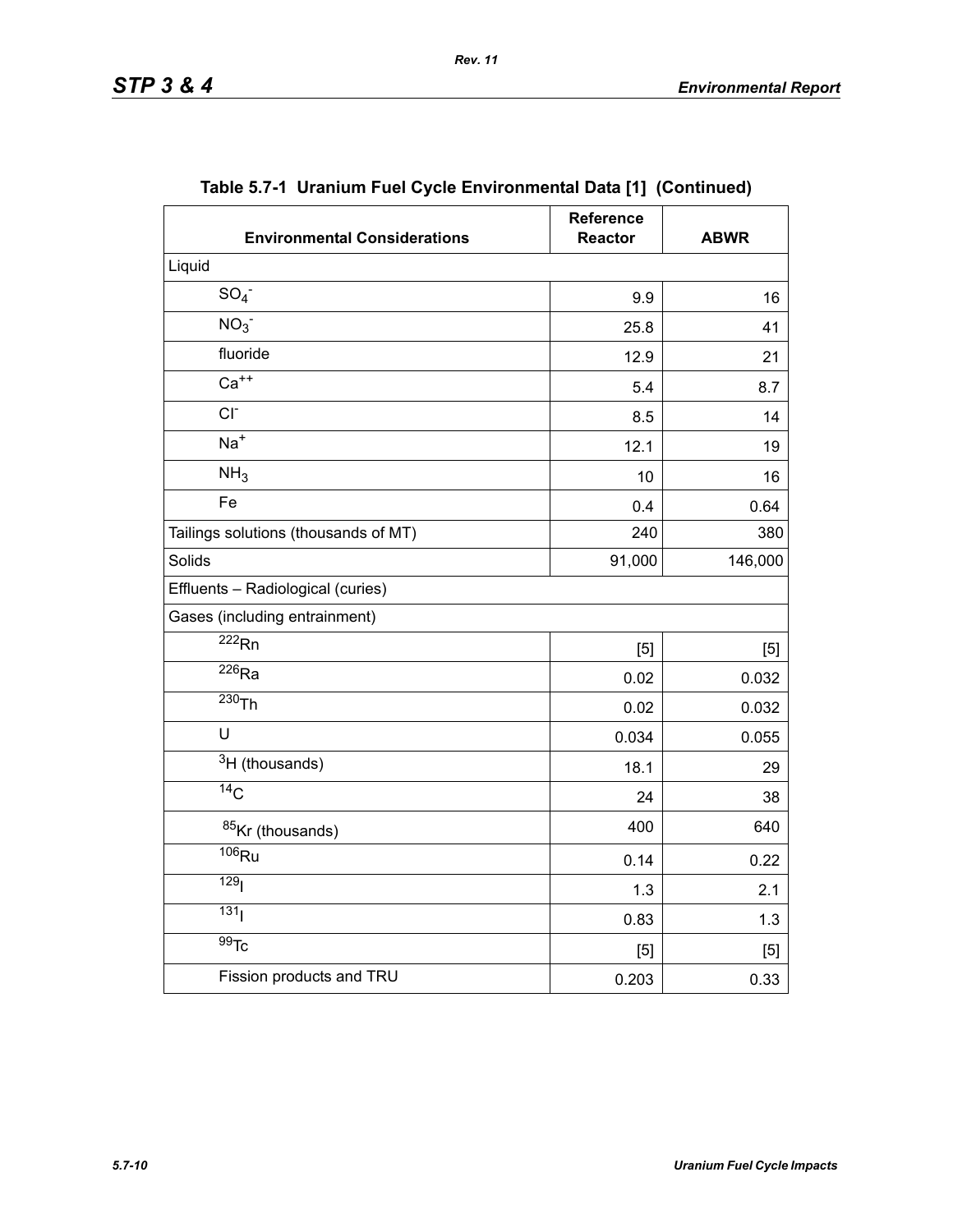**Table 5.7-1 Uranium Fuel Cycle Environmental Data [1] (Continued)**

| Environmental Considerations | Reference Reactor | ABWR |
|---|---|---|
| Liquid | | |
| $SO_4^-$ | 9.9 | 16 |
| $NO_3^-$ | 25.8 | 41 |
| fluoride | 12.9 | 21 |
| $Ca^{++}$ | 5.4 | 8.7 |
| $Cl^-$ | 8.5 | 14 |
| $Na^+$ | 12.1 | 19 |
| $NH_3$ | 10 | 16 |
| Fe | 0.4 | 0.64 |
| Tailings solutions (thousands of MT) | 240 | 380 |
| Solids | 91,000 | 146,000 |
| Effluents – Radiological (curies) | | |
| Gases (including entrainment) | | |
| $^{222}Rn$ | [5] | [5] |
| $^{226}Ra$ | 0.02 | 0.032 |
| $^{230}Th$ | 0.02 | 0.032 |
| U | 0.034 | 0.055 |
| $^{3}H$ (thousands) | 18.1 | 29 |
| $^{14}C$ | 24 | 38 |
| $^{85}Kr$ (thousands) | 400 | 640 |
| $^{106}Ru$ | 0.14 | 0.22 |
| $^{129}I$ | 1.3 | 2.1 |
| $^{131}I$ | 0.83 | 1.3 |
| $^{99}Tc$ | [5] | [5] |
| Fission products and TRU | 0.203 | 0.33 |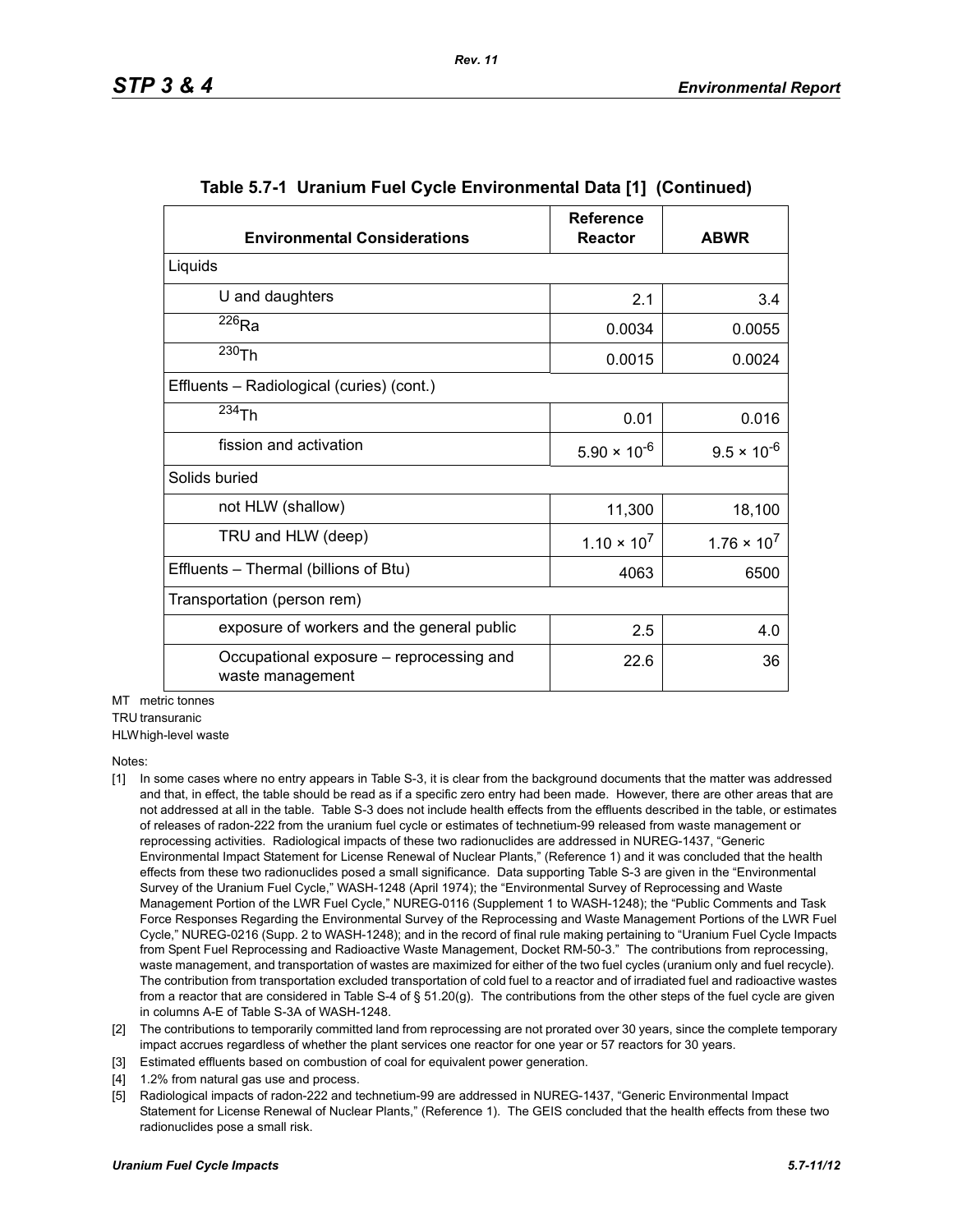**Table 5.7-1 Uranium Fuel Cycle Environmental Data [1] (Continued)**

| Environmental Considerations | Reference Reactor | ABWR |
|---|---|---|
| Liquids | | |
| U and daughters | 2.1 | 3.4 |
| $^{226}Ra$ | 0.0034 | 0.0055 |
| $^{230}Th$ | 0.0015 | 0.0024 |
| Effluents – Radiological (curies) (cont.) | | |
| $^{234}Th$ | 0.01 | 0.016 |
| fission and activation | $5.90 \times 10^{-6}$ | $9.5 \times 10^{-6}$ |
| Solids buried | | |
| not HLW (shallow) | 11,300 | 18,100 |
| TRU and HLW (deep) | $1.10 \times 10^{7}$ | $1.76 \times 10^{7}$ |
| Effluents – Thermal (billions of Btu) | 4063 | 6500 |
| Transportation (person rem) | | |
| exposure of workers and the general public | 2.5 | 4.0 |
| Occupational exposure – reprocessing and waste management | 22.6 | 36 |

MT metric tonnes
TRU transuranic
HLW high-level waste

Notes:

[1] In some cases where no entry appears in Table S-3, it is clear from the background documents that the matter was addressed and that, in effect, the table should be read as if a specific zero entry had been made. However, there are other areas that are not addressed at all in the table. Table S-3 does not include health effects from the effluents described in the table, or estimates of releases of radon-222 from the uranium fuel cycle or estimates of technetium-99 released from waste management or reprocessing activities. Radiological impacts of these two radionuclides are addressed in NUREG-1437, "Generic Environmental Impact Statement for License Renewal of Nuclear Plants," (Reference 1) and it was concluded that the health effects from these two radionuclides posed a small significance. Data supporting Table S-3 are given in the "Environmental Survey of the Uranium Fuel Cycle," WASH-1248 (April 1974); the "Environmental Survey of Reprocessing and Waste Management Portion of the LWR Fuel Cycle," NUREG-0116 (Supplement 1 to WASH-1248); the "Public Comments and Task Force Responses Regarding the Environmental Survey of the Reprocessing and Waste Management Portions of the LWR Fuel Cycle," NUREG-0216 (Supp. 2 to WASH-1248); and in the record of final rule making pertaining to "Uranium Fuel Cycle Impacts from Spent Fuel Reprocessing and Radioactive Waste Management, Docket RM-50-3." The contributions from reprocessing, waste management, and transportation of wastes are maximized for either of the two fuel cycles (uranium only and fuel recycle). The contribution from transportation excluded transportation of cold fuel to a reactor and of irradiated fuel and radioactive wastes from a reactor that are considered in Table S-4 of § 51.20(g). The contributions from the other steps of the fuel cycle are given in columns A-E of Table S-3A of WASH-1248.

[2] The contributions to temporarily committed land from reprocessing are not prorated over 30 years, since the complete temporary impact accrues regardless of whether the plant services one reactor for one year or 57 reactors for 30 years.

[3] Estimated effluents based on combustion of coal for equivalent power generation.

[4] 1.2% from natural gas use and process.

[5] Radiological impacts of radon-222 and technetium-99 are addressed in NUREG-1437, "Generic Environmental Impact Statement for License Renewal of Nuclear Plants," (Reference 1). The GEIS concluded that the health effects from these two radionuclides pose a small risk.